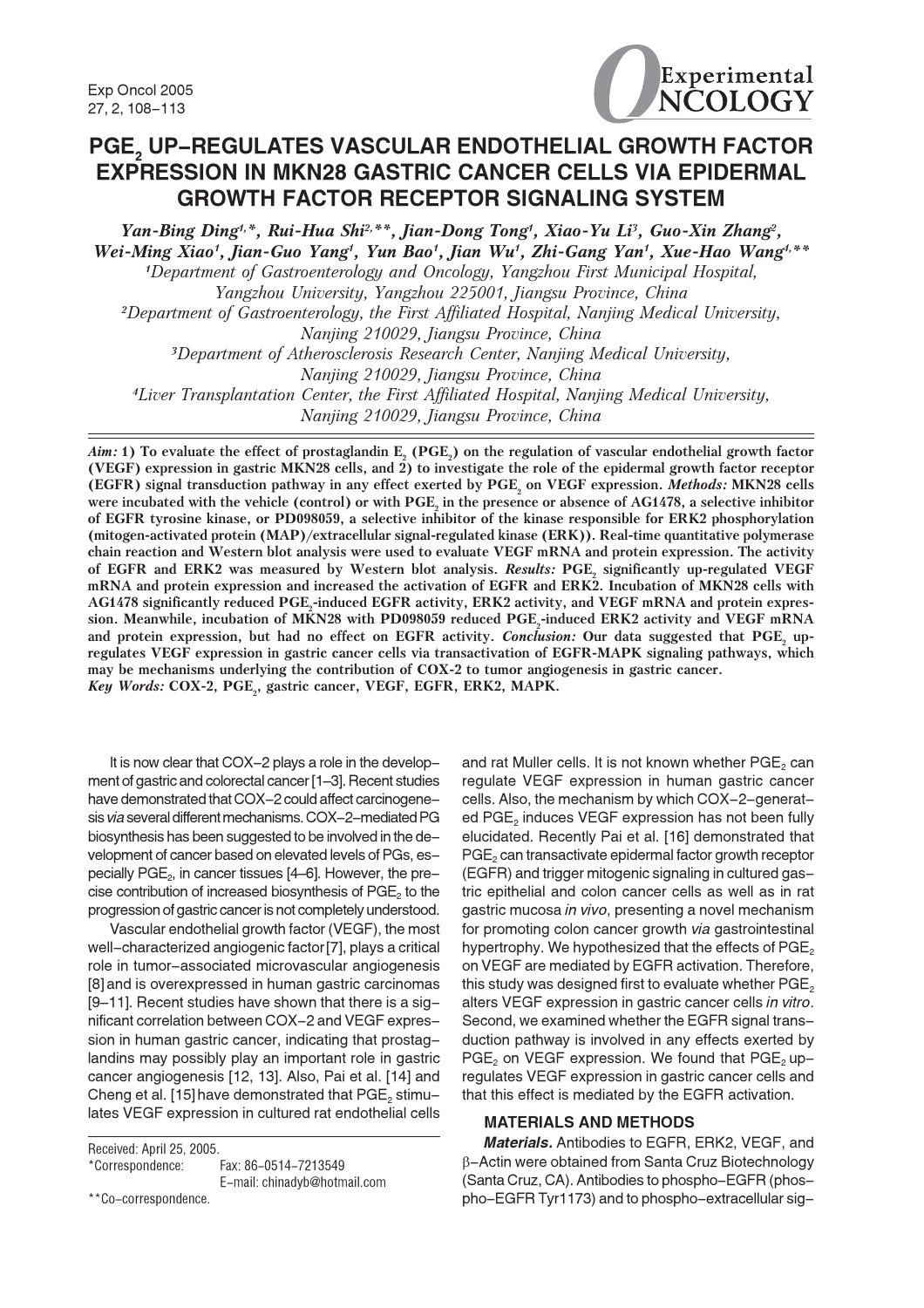# $PGE_2$ UP-REGULATES VASCULAR ENDOTHELIAL GROWTH FACTOR EXPRESSION IN MKN28 GASTRIC CANCER CELLS VIA EPIDERMAL GROWTH FACTOR RECEPTOR SIGNALING SYSTEM

*Yan-Bing Ding[1,\*], Rui-Hua Shi[2,\*\*], Jian-Dong Tong[1], Xiao-Yu Li[3], Guo-Xin Zhang[2], Wei-Ming Xiao[1], Jian-Guo Yang[1], Yun Bao[1], Jian Wu[1], Zhi-Gang Yan[1], Xue-Hao Wang[4,\*\*]*

[1]*Department of Gastroenterology and Oncology, Yangzhou First Municipal Hospital, Yangzhou University, Yangzhou 225001, Jiangsu Province, China*

[2]*Department of Gastroenterology, the First Affiliated Hospital, Nanjing Medical University, Nanjing 210029, Jiangsu Province, China*

[3]*Department of Atherosclerosis Research Center, Nanjing Medical University, Nanjing 210029, Jiangsu Province, China*

[4]*Liver Transplantation Center, the First Affiliated Hospital, Nanjing Medical University, Nanjing 210029, Jiangsu Province, China*

***Aim:*** **1) To evaluate the effect of prostaglandin $E_2$ ($PGE_2$) on the regulation of vascular endothelial growth factor (VEGF) expression in gastric MKN28 cells, and 2) to investigate the role of the epidermal growth factor receptor (EGFR) signal transduction pathway in any effect exerted by $PGE_2$ on VEGF expression. *Methods:* MKN28 cells were incubated with the vehicle (control) or with $PGE_2$ in the presence or absence of AG1478, a selective inhibitor of EGFR tyrosine kinase, or PD098059, a selective inhibitor of the kinase responsible for ERK2 phosphorylation (mitogen-activated protein (MAP)/extracellular signal-regulated kinase (ERK)). Real-time quantitative polymerase chain reaction and Western blot analysis were used to evaluate VEGF mRNA and protein expression. The activity of EGFR and ERK2 was measured by Western blot analysis. *Results:* $PGE_2$ significantly up-regulated VEGF mRNA and protein expression and increased the activation of EGFR and ERK2. Incubation of MKN28 cells with AG1478 significantly reduced $PGE_2$-induced EGFR activity, ERK2 activity, and VEGF mRNA and protein expression. Meanwhile, incubation of MKN28 with PD098059 reduced $PGE_2$-induced ERK2 activity and VEGF mRNA and protein expression, but had no effect on EGFR activity. *Conclusion:* Our data suggested that $PGE_2$ up-regulates VEGF expression in gastric cancer cells via transactivation of EGFR-MAPK signaling pathways, which may be mechanisms underlying the contribution of COX-2 to tumor angiogenesis in gastric cancer.**

***Key Words:*** **COX-2, $PGE_2$, gastric cancer, VEGF, EGFR, ERK2, MAPK.**

It is now clear that COX-2 plays a role in the development of gastric and colorectal cancer [1–3]. Recent studies have demonstrated that COX-2 could affect carcinogenesis *via* several different mechanisms. COX-2-mediated PG biosynthesis has been suggested to be involved in the development of cancer based on elevated levels of PGs, especially $PGE_2$, in cancer tissues [4–6]. However, the precise contribution of increased biosynthesis of $PGE_2$ to the progression of gastric cancer is not completely understood.

Vascular endothelial growth factor (VEGF), the most well-characterized angiogenic factor [7], plays a critical role in tumor-associated microvascular angiogenesis [8] and is overexpressed in human gastric carcinomas [9–11]. Recent studies have shown that there is a significant correlation between COX-2 and VEGF expression in human gastric cancer, indicating that prostaglandins may possibly play an important role in gastric cancer angiogenesis [12, 13]. Also, Pai et al. [14] and Cheng et al. [15] have demonstrated that $PGE_2$ stimulates VEGF expression in cultured rat endothelial cells and rat Muller cells. It is not known whether $PGE_2$ can regulate VEGF expression in human gastric cancer cells. Also, the mechanism by which COX-2-generated $PGE_2$ induces VEGF expression has not been fully elucidated. Recently Pai et al. [16] demonstrated that $PGE_2$ can transactivate epidermal factor growth receptor (EGFR) and trigger mitogenic signaling in cultured gastric epithelial and colon cancer cells as well as in rat gastric mucosa *in vivo*, presenting a novel mechanism for promoting colon cancer growth *via* gastrointestinal hypertrophy. We hypothesized that the effects of $PGE_2$ on VEGF are mediated by EGFR activation. Therefore, this study was designed first to evaluate whether $PGE_2$ alters VEGF expression in gastric cancer cells *in vitro*. Second, we examined whether the EGFR signal transduction pathway is involved in any effects exerted by $PGE_2$ on VEGF expression. We found that $PGE_2$ up-regulates VEGF expression in gastric cancer cells and that this effect is mediated by the EGFR activation.

Received: April 25, 2005.
\*Correspondence: Fax: 86-0514-7213549
E-mail: chinadyb@hotmail.com
\*\*Co-correspondence.

## MATERIALS AND METHODS

***Materials.*** Antibodies to EGFR, ERK2, VEGF, and β-Actin were obtained from Santa Cruz Biotechnology (Santa Cruz, CA). Antibodies to phospho-EGFR (phospho-EGFR Tyr1173) and to phospho-extracellular sig-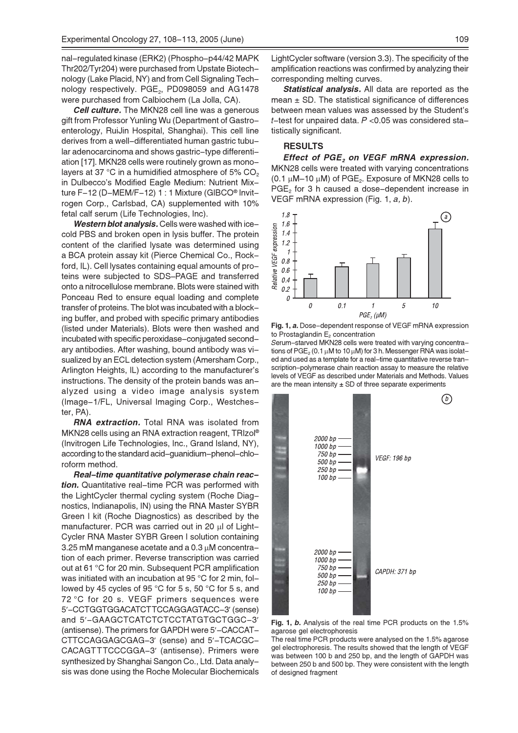nal-regulated kinase (ERK2) (Phospho-p44/42 MAPK Thr202/Tyr204) were purchased from Upstate Biotechnology (Lake Placid, NY) and from Cell Signaling Technology respectively. $PGE_2$, PD098059 and AG1478 were purchased from Calbiochem (La Jolla, CA).

***Cell culture.*** The MKN28 cell line was a generous gift from Professor Yunling Wu (Department of Gastroenterology, RuiJin Hospital, Shanghai). This cell line derives from a well-differentiated human gastric tubular adenocarcinoma and shows gastric-type differentiation [17]. MKN28 cells were routinely grown as monolayers at 37 °C in a humidified atmosphere of 5% $CO_2$ in Dulbecco's Modified Eagle Medium: Nutrient Mixture F-12 (D-MEM/F-12) 1 : 1 Mixture (GIBCO® Invitrogen Corp., Carlsbad, CA) supplemented with 10% fetal calf serum (Life Technologies, Inc).

***Western blot analysis.*** Cells were washed with ice-cold PBS and broken open in lysis buffer. The protein content of the clarified lysate was determined using a BCA protein assay kit (Pierce Chemical Co., Rockford, IL). Cell lysates containing equal amounts of proteins were subjected to SDS-PAGE and transferred onto a nitrocellulose membrane. Blots were stained with Ponceau Red to ensure equal loading and complete transfer of proteins. The blot was incubated with a blocking buffer, and probed with specific primary antibodies (listed under Materials). Blots were then washed and incubated with specific peroxidase-conjugated secondary antibodies. After washing, bound antibody was visualized by an ECL detection system (Amersham Corp., Arlington Heights, IL) according to the manufacturer's instructions. The density of the protein bands was analyzed using a video image analysis system (Image-1/FL, Universal Imaging Corp., Westchester, PA).

***RNA extraction.*** Total RNA was isolated from MKN28 cells using an RNA extraction reagent, TRIzol® (Invitrogen Life Technologies, Inc., Grand Island, NY), according to the standard acid-guanidium-phenol-chloroform method.

***Real-time quantitative polymerase chain reaction.*** Quantitative real-time PCR was performed with the LightCycler thermal cycling system (Roche Diagnostics, Indianapolis, IN) using the RNA Master SYBR Green I kit (Roche Diagnostics) as described by the manufacturer. PCR was carried out in 20 μl of LightCycler RNA Master SYBR Green I solution containing 3.25 mM manganese acetate and a 0.3 μM concentration of each primer. Reverse transcription was carried out at 61 °C for 20 min. Subsequent PCR amplification was initiated with an incubation at 95 °C for 2 min, followed by 45 cycles of 95 °C for 5 s, 50 °C for 5 s, and 72 °C for 20 s. VEGF primers sequences were 5′-CCTGGTGGACATCTTCCAGGAGTACC-3′ (sense) and 5′-GAAGCTCATCTCTCCTATGTGCTGGC-3′ (antisense). The primers for GAPDH were 5′-CACCATCTTCCAGGAGCGAG-3′ (sense) and 5′-TCACGCCACAGTTTCCCGGA-3′ (antisense). Primers were synthesized by Shanghai Sangon Co., Ltd. Data analysis was done using the Roche Molecular Biochemicals LightCycler software (version 3.3). The specificity of the amplification reactions was confirmed by analyzing their corresponding melting curves.

***Statistical analysis.*** All data are reported as the mean ± SD. The statistical significance of differences between mean values was assessed by the Student's *t*-test for unpaired data. $P < 0.05$ was considered statistically significant.

## RESULTS

***Effect of $PGE_2$ on VEGF mRNA expression.*** MKN28 cells were treated with varying concentrations (0.1 μM-10 μM) of $PGE_2$. Exposure of MKN28 cells to $PGE_2$ for 3 h caused a dose-dependent increase in VEGF mRNA expression (Fig. 1, *a, b*).

**Fig. 1, *a*.** Dose-dependent response of VEGF mRNA expression to Prostaglandin $E_2$ concentration

Serum-starved MKN28 cells were treated with varying concentrations of $PGE_2$ (0.1 μM to 10 μM) for 3 h. Messenger RNA was isolated and used as a template for a real-time quantitative reverse transcription-polymerase chain reaction assay to measure the relative levels of VEGF as described under Materials and Methods. Values are the mean intensity ± SD of three separate experiments

**Fig. 1, *b*.** Analysis of the real time PCR products on the 1.5% agarose gel electrophoresis

The real time PCR products were analysed on the 1.5% agarose gel electrophoresis. The results showed that the length of VEGF was between 100 b and 250 bp, and the length of GAPDH was between 250 b and 500 bp. They were consistent with the length of designed fragment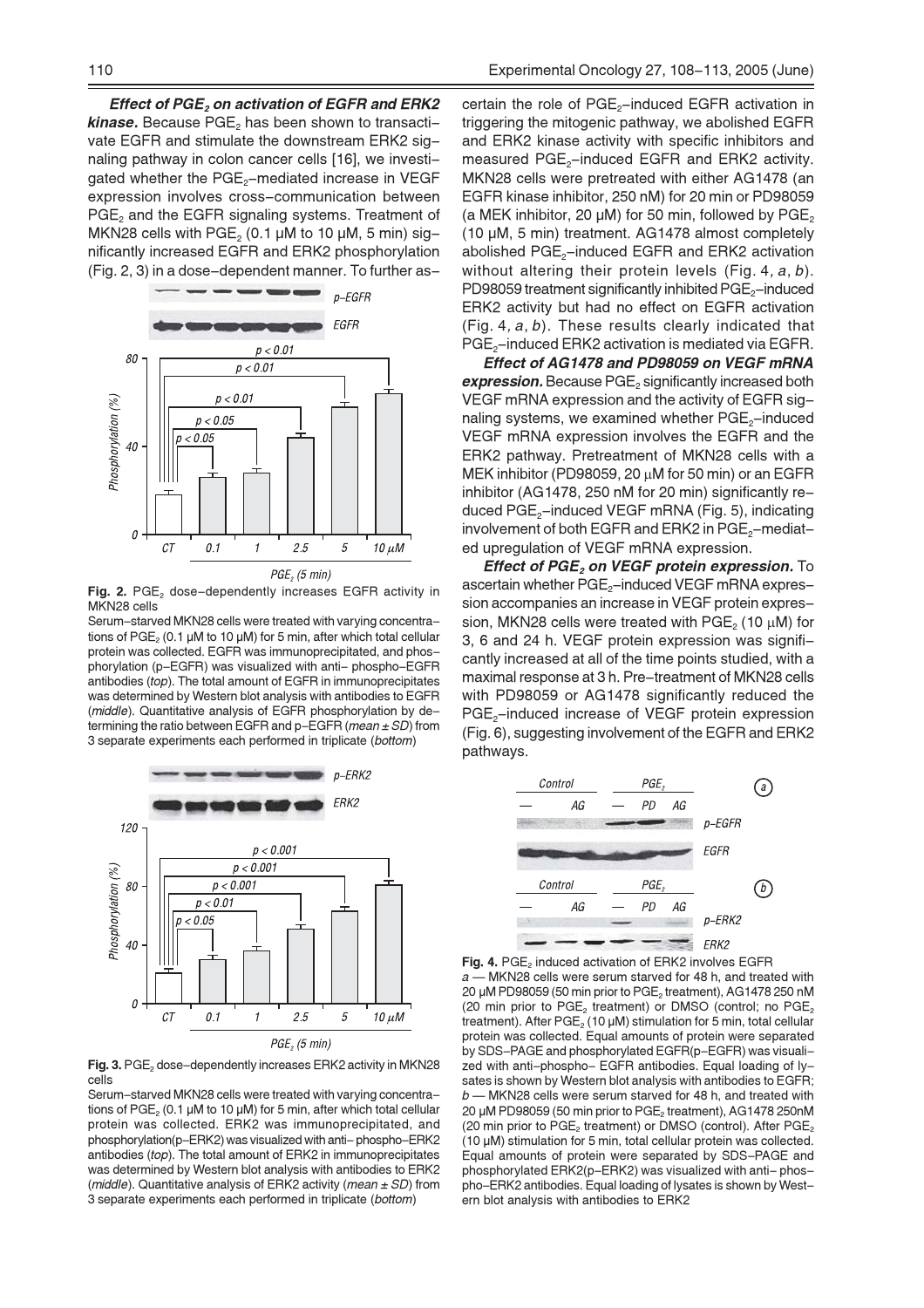***Effect of $PGE_2$ on activation of EGFR and ERK2 kinase.*** Because $PGE_2$ has been shown to transactivate EGFR and stimulate the downstream ERK2 signaling pathway in colon cancer cells [16], we investigated whether the $PGE_2$–mediated increase in VEGF expression involves cross–communication between $PGE_2$ and the EGFR signaling systems. Treatment of MKN28 cells with $PGE_2$ (0.1 µM to 10 µM, 5 min) significantly increased EGFR and ERK2 phosphorylation (Fig. 2, 3) in a dose–dependent manner. To further ascertain the role of $PGE_2$–induced EGFR activation in triggering the mitogenic pathway, we abolished EGFR and ERK2 kinase activity with specific inhibitors and measured $PGE_2$–induced EGFR and ERK2 activity. MKN28 cells were pretreated with either AG1478 (an EGFR kinase inhibitor, 250 nM) for 20 min or PD98059 (a MEK inhibitor, 20 µM) for 50 min, followed by $PGE_2$ (10 µM, 5 min) treatment. AG1478 almost completely abolished $PGE_2$–induced EGFR and ERK2 activation without altering their protein levels (Fig. 4, *a*, *b*). PD98059 treatment significantly inhibited $PGE_2$–induced ERK2 activity but had no effect on EGFR activation (Fig. 4, *a*, *b*). These results clearly indicated that $PGE_2$–induced ERK2 activation is mediated via EGFR.

**Fig. 2.** $PGE_2$ dose–dependently increases EGFR activity in MKN28 cells

Serum–starved MKN28 cells were treated with varying concentrations of $PGE_2$ (0.1 µM to 10 µM) for 5 min, after which total cellular protein was collected. EGFR was immunoprecipitated, and phosphorylation (p–EGFR) was visualized with anti– phospho–EGFR antibodies (*top*). The total amount of EGFR in immunoprecipitates was determined by Western blot analysis with antibodies to EGFR (*middle*). Quantitative analysis of EGFR phosphorylation by determining the ratio between EGFR and p–EGFR (*mean ± SD*) from 3 separate experiments each performed in triplicate (*bottom*)

**Fig. 3.** $PGE_2$ dose–dependently increases ERK2 activity in MKN28 cells

Serum–starved MKN28 cells were treated with varying concentrations of $PGE_2$ (0.1 µM to 10 µM) for 5 min, after which total cellular protein was collected. ERK2 was immunoprecipitated, and phosphorylation(p–ERK2) was visualized with anti– phospho–ERK2 antibodies (*top*). The total amount of ERK2 in immunoprecipitates was determined by Western blot analysis with antibodies to ERK2 (*middle*). Quantitative analysis of ERK2 activity (*mean ± SD*) from 3 separate experiments each performed in triplicate (*bottom*)

***Effect of AG1478 and PD98059 on VEGF mRNA expression.*** Because $PGE_2$ significantly increased both VEGF mRNA expression and the activity of EGFR signaling systems, we examined whether $PGE_2$–induced VEGF mRNA expression involves the EGFR and the ERK2 pathway. Pretreatment of MKN28 cells with a MEK inhibitor (PD98059, 20 µM for 50 min) or an EGFR inhibitor (AG1478, 250 nM for 20 min) significantly reduced $PGE_2$–induced VEGF mRNA (Fig. 5), indicating involvement of both EGFR and ERK2 in $PGE_2$–mediated upregulation of VEGF mRNA expression.

***Effect of $PGE_2$ on VEGF protein expression.*** To ascertain whether $PGE_2$–induced VEGF mRNA expression accompanies an increase in VEGF protein expression, MKN28 cells were treated with $PGE_2$ (10 µM) for 3, 6 and 24 h. VEGF protein expression was significantly increased at all of the time points studied, with a maximal response at 3 h. Pre–treatment of MKN28 cells with PD98059 or AG1478 significantly reduced the $PGE_2$–induced increase of VEGF protein expression (Fig. 6), suggesting involvement of the EGFR and ERK2 pathways.

**Fig. 4.** $PGE_2$ induced activation of ERK2 involves EGFR

*a* — MKN28 cells were serum starved for 48 h, and treated with 20 µM PD98059 (50 min prior to $PGE_2$ treatment), AG1478 250 nM (20 min prior to $PGE_2$ treatment) or DMSO (control; no $PGE_2$ treatment). After $PGE_2$ (10 µM) stimulation for 5 min, total cellular protein was collected. Equal amounts of protein were separated by SDS–PAGE and phosphorylated EGFR(p–EGFR) was visualized with anti–phospho– EGFR antibodies. Equal loading of lysates is shown by Western blot analysis with antibodies to EGFR; *b* — MKN28 cells were serum starved for 48 h, and treated with 20 µM PD98059 (50 min prior to $PGE_2$ treatment), AG1478 250nM (20 min prior to $PGE_2$ treatment) or DMSO (control). After $PGE_2$ (10 µM) stimulation for 5 min, total cellular protein was collected. Equal amounts of protein were separated by SDS–PAGE and phosphorylated ERK2(p–ERK2) was visualized with anti– phospho–ERK2 antibodies. Equal loading of lysates is shown by Western blot analysis with antibodies to ERK2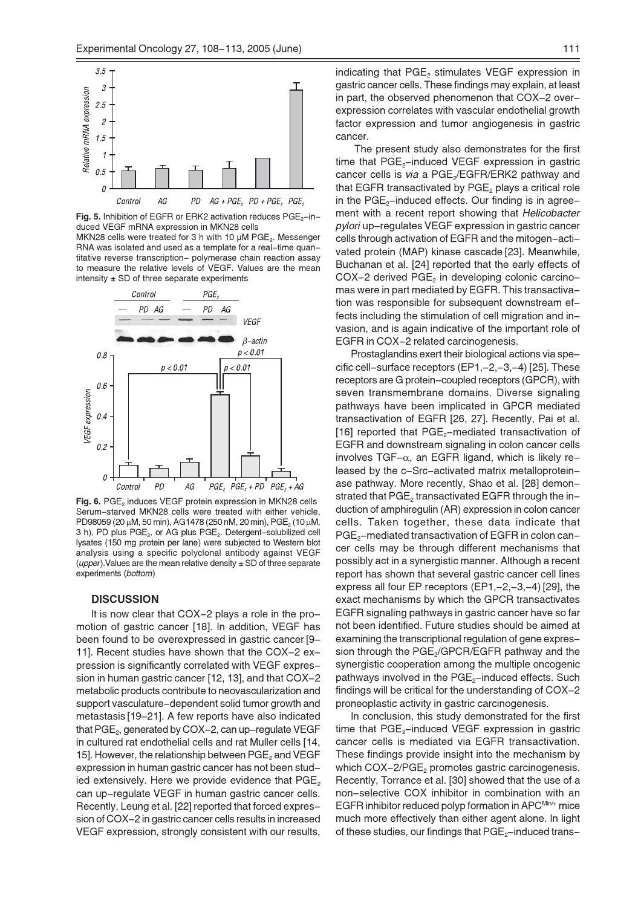**Fig. 5.** Inhibition of EGFR or ERK2 activation reduces $PGE_2$–induced VEGF mRNA expression in MKN28 cells

MKN28 cells were treated for 3 h with 10 μM $PGE_2$. Messenger RNA was isolated and used as a template for a real–time quantitative reverse transcription– polymerase chain reaction assay to measure the relative levels of VEGF. Values are the mean intensity ± SD of three separate experiments

**Fig. 6.** $PGE_2$ induces VEGF protein expression in MKN28 cells

Serum–starved MKN28 cells were treated with either vehicle, PD98059 (20 μM, 50 min), AG1478 (250 nM, 20 min), $PGE_2$ (10 μM, 3 h), PD plus $PGE_2$, or AG plus $PGE_2$. Detergent–solubilized cell lysates (150 mg protein per lane) were subjected to Western blot analysis using a specific polyclonal antibody against VEGF (*upper*). Values are the mean relative density ± SD of three separate experiments (*bottom*)

## DISCUSSION

It is now clear that COX–2 plays a role in the promotion of gastric cancer [18]. In addition, VEGF has been found to be overexpressed in gastric cancer [9–11]. Recent studies have shown that the COX–2 expression is significantly correlated with VEGF expression in human gastric cancer [12, 13], and that COX–2 metabolic products contribute to neovascularization and support vasculature–dependent solid tumor growth and metastasis [19–21]. A few reports have also indicated that $PGE_2$, generated by COX–2, can up–regulate VEGF in cultured rat endothelial cells and rat Muller cells [14, 15]. However, the relationship between $PGE_2$ and VEGF expression in human gastric cancer has not been studied extensively. Here we provide evidence that $PGE_2$ can up–regulate VEGF in human gastric cancer cells. Recently, Leung et al. [22] reported that forced expression of COX–2 in gastric cancer cells results in increased VEGF expression, strongly consistent with our results, indicating that $PGE_2$ stimulates VEGF expression in gastric cancer cells. These findings may explain, at least in part, the observed phenomenon that COX–2 overexpression correlates with vascular endothelial growth factor expression and tumor angiogenesis in gastric cancer.

The present study also demonstrates for the first time that $PGE_2$–induced VEGF expression in gastric cancer cells is *via* a $PGE_2$/EGFR/ERK2 pathway and that EGFR transactivated by $PGE_2$ plays a critical role in the $PGE_2$–induced effects. Our finding is in agreement with a recent report showing that *Helicobacter pylori* up–regulates VEGF expression in gastric cancer cells through activation of EGFR and the mitogen–activated protein (MAP) kinase cascade [23]. Meanwhile, Buchanan et al. [24] reported that the early effects of COX–2 derived $PGE_2$ in developing colonic carcinomas were in part mediated by EGFR. This transactivation was responsible for subsequent downstream effects including the stimulation of cell migration and invasion, and is again indicative of the important role of EGFR in COX–2 related carcinogenesis.

Prostaglandins exert their biological actions via specific cell–surface receptors (EP1,–2,–3,–4) [25]. These receptors are G protein–coupled receptors (GPCR), with seven transmembrane domains. Diverse signaling pathways have been implicated in GPCR mediated transactivation of EGFR [26, 27]. Recently, Pai et al. [16] reported that $PGE_2$–mediated transactivation of EGFR and downstream signaling in colon cancer cells involves TGF–α, an EGFR ligand, which is likely released by the c–Src–activated matrix metalloproteinase pathway. More recently, Shao et al. [28] demonstrated that $PGE_2$ transactivated EGFR through the induction of amphiregulin (AR) expression in colon cancer cells. Taken together, these data indicate that $PGE_2$–mediated transactivation of EGFR in colon cancer cells may be through different mechanisms that possibly act in a synergistic manner. Although a recent report has shown that several gastric cancer cell lines express all four EP receptors (EP1,–2,–3,–4) [29], the exact mechanisms by which the GPCR transactivates EGFR signaling pathways in gastric cancer have so far not been identified. Future studies should be aimed at examining the transcriptional regulation of gene expression through the $PGE_2$/GPCR/EGFR pathway and the synergistic cooperation among the multiple oncogenic pathways involved in the $PGE_2$–induced effects. Such findings will be critical for the understanding of COX–2 proneoplastic activity in gastric carcinogenesis.

In conclusion, this study demonstrated for the first time that $PGE_2$–induced VEGF expression in gastric cancer cells is mediated via EGFR transactivation. These findings provide insight into the mechanism by which COX–2/$PGE_2$ promotes gastric carcinogenesis. Recently, Torrance et al. [30] showed that the use of a non–selective COX inhibitor in combination with an EGFR inhibitor reduced polyp formation in $APC^{Min/+}$ mice much more effectively than either agent alone. In light of these studies, our findings that $PGE_2$–induced trans–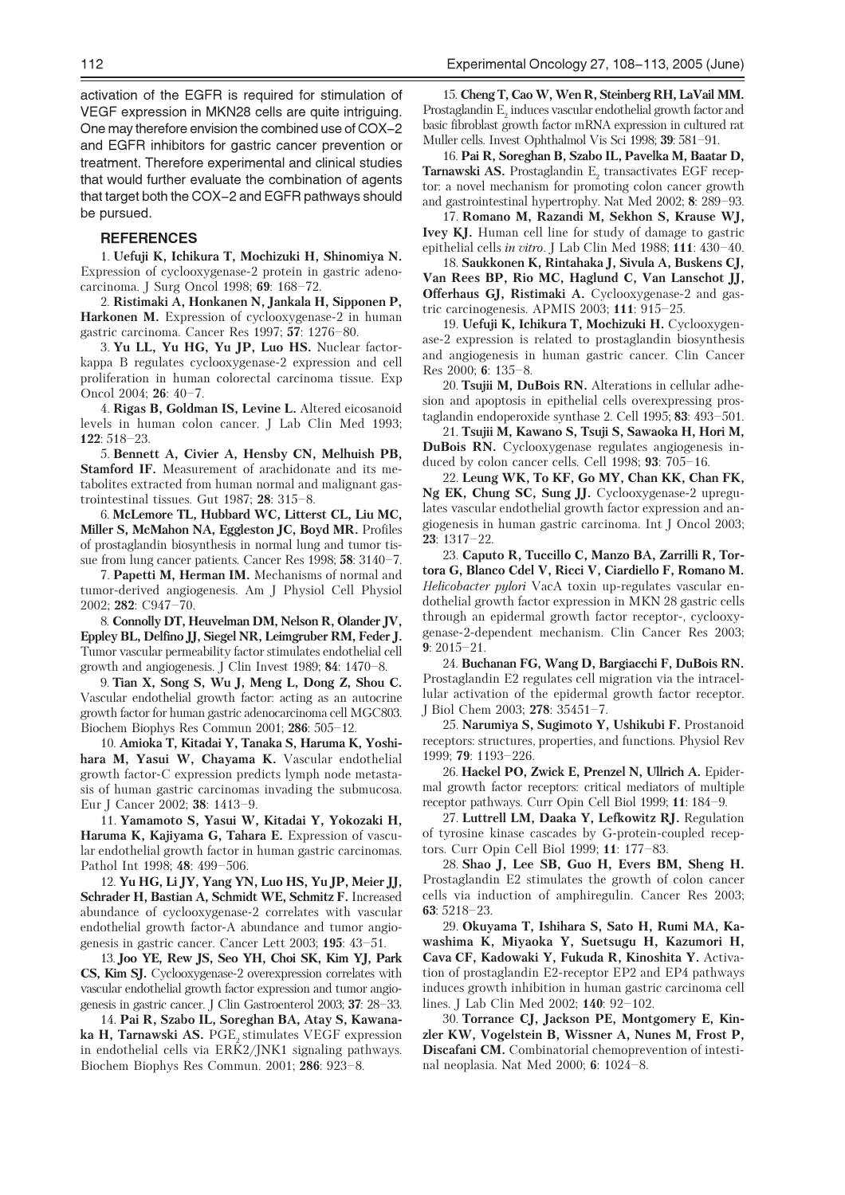activation of the EGFR is required for stimulation of VEGF expression in MKN28 cells are quite intriguing. One may therefore envision the combined use of COX–2 and EGFR inhibitors for gastric cancer prevention or treatment. Therefore experimental and clinical studies that would further evaluate the combination of agents that target both the COX–2 and EGFR pathways should be pursued.

## REFERENCES

1. **Uefuji K, Ichikura T, Mochizuki H, Shinomiya N.** Expression of cyclooxygenase-2 protein in gastric adenocarcinoma. J Surg Oncol 1998; **69**: 168–72.

2. **Ristimaki A, Honkanen N, Jankala H, Sipponen P, Harkonen M.** Expression of cyclooxygenase-2 in human gastric carcinoma. Cancer Res 1997; **57**: 1276–80.

3. **Yu LL, Yu HG, Yu JP, Luo HS.** Nuclear factor-kappa B regulates cyclooxygenase-2 expression and cell proliferation in human colorectal carcinoma tissue. Exp Oncol 2004; **26**: 40–7.

4. **Rigas B, Goldman IS, Levine L.** Altered eicosanoid levels in human colon cancer. J Lab Clin Med 1993; **122**: 518–23.

5. **Bennett A, Civier A, Hensby CN, Melhuish PB, Stamford IF.** Measurement of arachidonate and its metabolites extracted from human normal and malignant gastrointestinal tissues. Gut 1987; **28**: 315–8.

6. **McLemore TL, Hubbard WC, Litterst CL, Liu MC, Miller S, McMahon NA, Eggleston JC, Boyd MR.** Profiles of prostaglandin biosynthesis in normal lung and tumor tissue from lung cancer patients. Cancer Res 1998; **58**: 3140–7.

7. **Papetti M, Herman IM.** Mechanisms of normal and tumor-derived angiogenesis. Am J Physiol Cell Physiol 2002; **282**: C947–70.

8. **Connolly DT, Heuvelman DM, Nelson R, Olander JV, Eppley BL, Delfino JJ, Siegel NR, Leimgruber RM, Feder J.** Tumor vascular permeability factor stimulates endothelial cell growth and angiogenesis. J Clin Invest 1989; **84**: 1470–8.

9. **Tian X, Song S, Wu J, Meng L, Dong Z, Shou C.** Vascular endothelial growth factor: acting as an autocrine growth factor for human gastric adenocarcinoma cell MGC803. Biochem Biophys Res Commun 2001; **286**: 505–12.

10. **Amioka T, Kitadai Y, Tanaka S, Haruma K, Yoshihara M, Yasui W, Chayama K.** Vascular endothelial growth factor-C expression predicts lymph node metastasis of human gastric carcinomas invading the submucosa. Eur J Cancer 2002; **38**: 1413–9.

11. **Yamamoto S, Yasui W, Kitadai Y, Yokozaki H, Haruma K, Kajiyama G, Tahara E.** Expression of vascular endothelial growth factor in human gastric carcinomas. Pathol Int 1998; **48**: 499–506.

12. **Yu HG, Li JY, Yang YN, Luo HS, Yu JP, Meier JJ, Schrader H, Bastian A, Schmidt WE, Schmitz F.** Increased abundance of cyclooxygenase-2 correlates with vascular endothelial growth factor-A abundance and tumor angiogenesis in gastric cancer. Cancer Lett 2003; **195**: 43–51.

13. **Joo YE, Rew JS, Seo YH, Choi SK, Kim YJ, Park CS, Kim SJ.** Cyclooxygenase-2 overexpression correlates with vascular endothelial growth factor expression and tumor angiogenesis in gastric cancer. J Clin Gastroenterol 2003; **37**: 28–33.

14. **Pai R, Szabo IL, Soreghan BA, Atay S, Kawanaka H, Tarnawski AS.** $PGE_2$ stimulates VEGF expression in endothelial cells via ERK2/JNK1 signaling pathways. Biochem Biophys Res Commun. 2001; **286**: 923–8.

15. **Cheng T, Cao W, Wen R, Steinberg RH, LaVail MM.** Prostaglandin $E_2$ induces vascular endothelial growth factor and basic fibroblast growth factor mRNA expression in cultured rat Muller cells. Invest Ophthalmol Vis Sci 1998; **39**: 581–91.

16. **Pai R, Soreghan B, Szabo IL, Pavelka M, Baatar D, Tarnawski AS.** Prostaglandin $E_2$ transactivates EGF receptor: a novel mechanism for promoting colon cancer growth and gastrointestinal hypertrophy. Nat Med 2002; **8**: 289–93.

17. **Romano M, Razandi M, Sekhon S, Krause WJ, Ivey KJ.** Human cell line for study of damage to gastric epithelial cells *in vitro*. J Lab Clin Med 1988; **111**: 430–40.

18. **Saukkonen K, Rintahaka J, Sivula A, Buskens CJ, Van Rees BP, Rio MC, Haglund C, Van Lanschot JJ, Offerhaus GJ, Ristimaki A.** Cyclooxygenase-2 and gastric carcinogenesis. APMIS 2003; **111**: 915–25.

19. **Uefuji K, Ichikura T, Mochizuki H.** Cyclooxygenase-2 expression is related to prostaglandin biosynthesis and angiogenesis in human gastric cancer. Clin Cancer Res 2000; **6**: 135–8.

20. **Tsujii M, DuBois RN.** Alterations in cellular adhesion and apoptosis in epithelial cells overexpressing prostaglandin endoperoxide synthase 2. Cell 1995; **83**: 493–501.

21. **Tsujii M, Kawano S, Tsuji S, Sawaoka H, Hori M, DuBois RN.** Cyclooxygenase regulates angiogenesis induced by colon cancer cells. Cell 1998; **93**: 705–16.

22. **Leung WK, To KF, Go MY, Chan KK, Chan FK, Ng EK, Chung SC, Sung JJ.** Cyclooxygenase-2 upregulates vascular endothelial growth factor expression and angiogenesis in human gastric carcinoma. Int J Oncol 2003; **23**: 1317–22.

23. **Caputo R, Tuccillo C, Manzo BA, Zarrilli R, Tortora G, Blanco Cdel V, Ricci V, Ciardiello F, Romano M.** *Helicobacter pylori* VacA toxin up-regulates vascular endothelial growth factor expression in MKN 28 gastric cells through an epidermal growth factor receptor-, cyclooxygenase-2-dependent mechanism. Clin Cancer Res 2003; **9**: 2015–21.

24. **Buchanan FG, Wang D, Bargiacchi F, DuBois RN.** Prostaglandin E2 regulates cell migration via the intracellular activation of the epidermal growth factor receptor. J Biol Chem 2003; **278**: 35451–7.

25. **Narumiya S, Sugimoto Y, Ushikubi F.** Prostanoid receptors: structures, properties, and functions. Physiol Rev 1999; **79**: 1193–226.

26. **Hackel PO, Zwick E, Prenzel N, Ullrich A.** Epidermal growth factor receptors: critical mediators of multiple receptor pathways. Curr Opin Cell Biol 1999; **11**: 184–9.

27. **Luttrell LM, Daaka Y, Lefkowitz RJ.** Regulation of tyrosine kinase cascades by G-protein-coupled receptors. Curr Opin Cell Biol 1999; **11**: 177–83.

28. **Shao J, Lee SB, Guo H, Evers BM, Sheng H.** Prostaglandin E2 stimulates the growth of colon cancer cells via induction of amphiregulin. Cancer Res 2003; **63**: 5218–23.

29. **Okuyama T, Ishihara S, Sato H, Rumi MA, Kawashima K, Miyaoka Y, Suetsugu H, Kazumori H, Cava CF, Kadowaki Y, Fukuda R, Kinoshita Y.** Activation of prostaglandin E2-receptor EP2 and EP4 pathways induces growth inhibition in human gastric carcinoma cell lines. J Lab Clin Med 2002; **140**: 92–102.

30. **Torrance CJ, Jackson PE, Montgomery E, Kinzler KW, Vogelstein B, Wissner A, Nunes M, Frost P, Discafani CM.** Combinatorial chemoprevention of intestinal neoplasia. Nat Med 2000; **6**: 1024–8.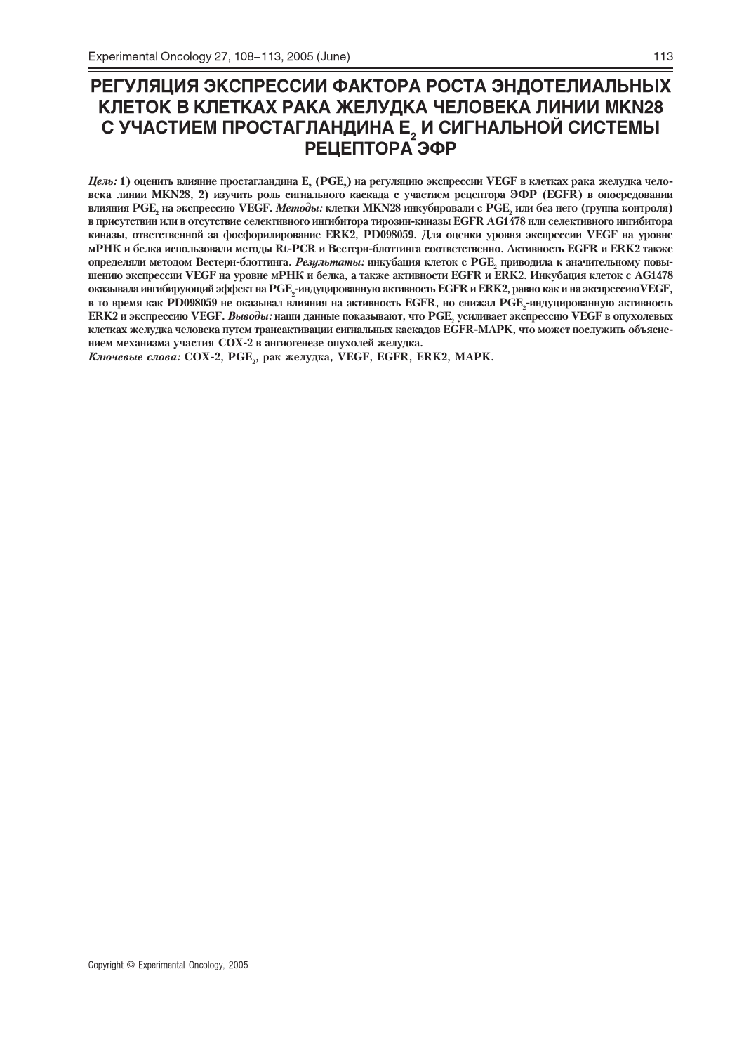# РЕГУЛЯЦИЯ ЭКСПРЕССИИ ФАКТОРА РОСТА ЭНДОТЕЛИАЛЬНЫХ КЛЕТОК В КЛЕТКАХ РАКА ЖЕЛУДКА ЧЕЛОВЕКА ЛИНИИ MKN28 С УЧАСТИЕМ ПРОСТАГЛАНДИНА $E_2$ И СИГНАЛЬНОЙ СИСТЕМЫ РЕЦЕПТОРА ЭФР

***Цель:*** **1) оценить влияние простагландина $E_2$ ($PGE_2$) на регуляцию экспрессии VEGF в клетках рака желудка человека линии MKN28, 2) изучить роль сигнального каскада с участием рецептора ЭФР (EGFR) в опосредовании влияния $PGE_2$ на экспрессию VEGF.** ***Методы:*** **клетки MKN28 инкубировали с $PGE_2$ или без него (группа контроля) в присутствии или в отсутствие селективного ингибитора тирозин-киназы EGFR AG1478 или селективного ингибитора киназы, ответственной за фосфорилирование ERK2, PD098059. Для оценки уровня экспрессии VEGF на уровне мРНК и белка использовали методы Rt-PCR и Вестерн-блоттинга соответственно. Активность EGFR и ERK2 также определяли методом Вестерн-блоттинга.** ***Результаты:*** **инкубация клеток с $PGE_2$ приводила к значительному повышению экспрессии VEGF на уровне мРНК и белка, а также активности EGFR и ERK2. Инкубация клеток с AG1478 оказывала ингибирующий эффект на $PGE_2$-индуцированную активность EGFR и ERK2, равно как и на экспрессиюVEGF, в то время как PD098059 не оказывал влияния на активность EGFR, но снижал $PGE_2$-индуцированную активность ERK2 и экспрессию VEGF.** ***Выводы:*** **наши данные показывают, что $PGE_2$ усиливает экспрессию VEGF в опухолевых клетках желудка человека путем трансактивации сигнальных каскадов EGFR-MAPK, что может послужить объяснением механизма участия COX-2 в ангиогенезе опухолей желудка.**

***Ключевые слова:*** **COX-2, $PGE_2$, рак желудка, VEGF, EGFR, ERK2, MAPK.**

Copyright © Experimental Oncology, 2005